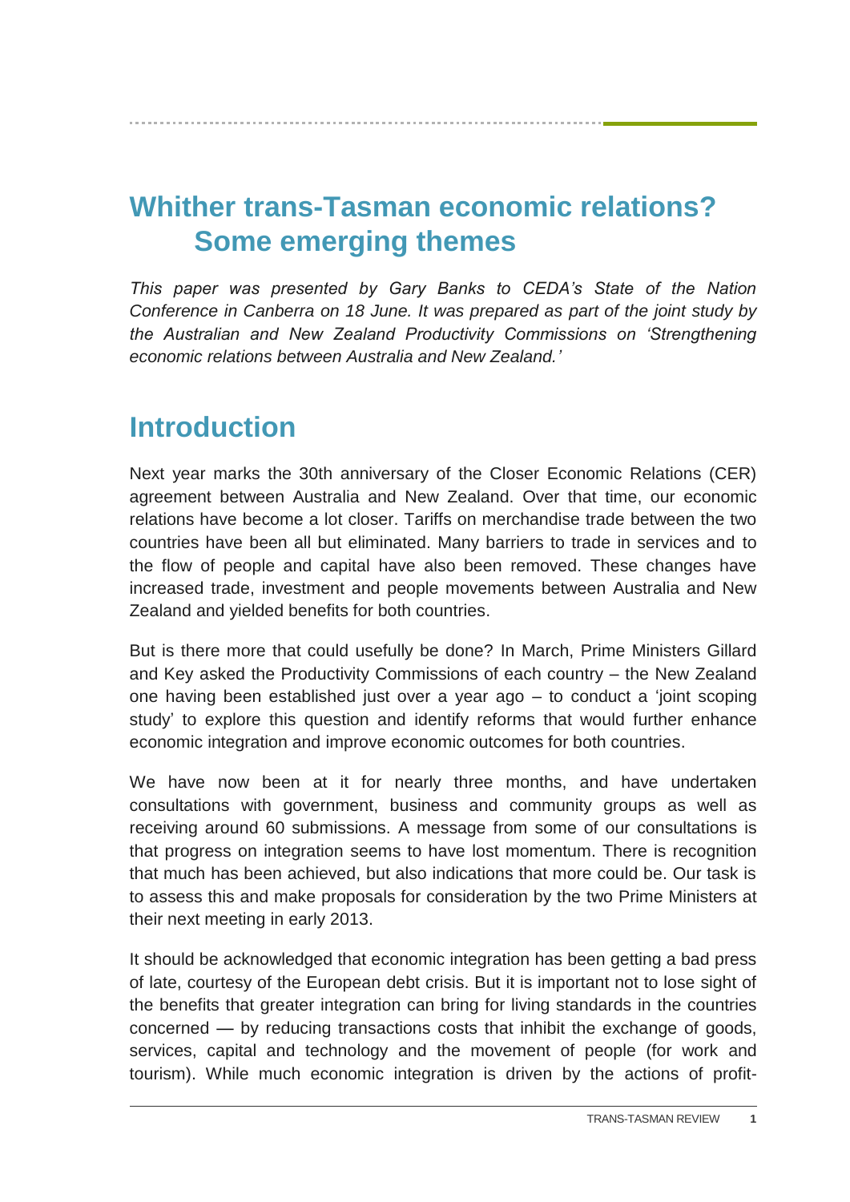# Whither trans-Tasman economic relations? Some emerging themes

*This paper was presented by Gary Banks to CEDA's State of the Nation Conference in Canberra on 18 June. It was prepared as part of the joint study by the Australian and New Zealand Productivity Commissions on 'Strengthening economic relations between Australia and New Zealand.'*

## Introduction

Next year marks the 30th anniversary of the Closer Economic Relations (CER) agreement between Australia and New Zealand. Over that time, our economic relations have become a lot closer. Tariffs on merchandise trade between the two countries have been all but eliminated. Many barriers to trade in services and to the flow of people and capital have also been removed. These changes have increased trade, investment and people movements between Australia and New Zealand and yielded benefits for both countries.

But is there more that could usefully be done? In March, Prime Ministers Gillard and Key asked the Productivity Commissions of each country – the New Zealand one having been established just over a year ago – to conduct a 'joint scoping study' to explore this question and identify reforms that would further enhance economic integration and improve economic outcomes for both countries.

We have now been at it for nearly three months, and have undertaken consultations with government, business and community groups as well as receiving around 60 submissions. A message from some of our consultations is that progress on integration seems to have lost momentum. There is recognition that much has been achieved, but also indications that more could be. Our task is to assess this and make proposals for consideration by the two Prime Ministers at their next meeting in early 2013.

It should be acknowledged that economic integration has been getting a bad press of late, courtesy of the European debt crisis. But it is important not to lose sight of the benefits that greater integration can bring for living standards in the countries concerned — by reducing transactions costs that inhibit the exchange of goods, services, capital and technology and the movement of people (for work and tourism). While much economic integration is driven by the actions of profit-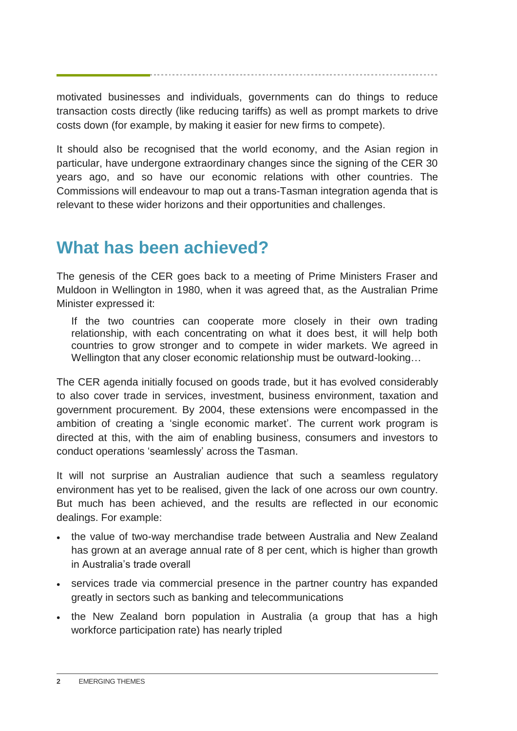motivated businesses and individuals, governments can do things to reduce transaction costs directly (like reducing tariffs) as well as prompt markets to drive costs down (for example, by making it easier for new firms to compete).

It should also be recognised that the world economy, and the Asian region in particular, have undergone extraordinary changes since the signing of the CER 30 years ago, and so have our economic relations with other countries. The Commissions will endeavour to map out a trans-Tasman integration agenda that is relevant to these wider horizons and their opportunities and challenges.

## What has been achieved?

The genesis of the CER goes back to a meeting of Prime Ministers Fraser and Muldoon in Wellington in 1980, when it was agreed that, as the Australian Prime Minister expressed it:

> If the two countries can cooperate more closely in their own trading relationship, with each concentrating on what it does best, it will help both countries to grow stronger and to compete in wider markets. We agreed in Wellington that any closer economic relationship must be outward-looking…

The CER agenda initially focused on goods trade, but it has evolved considerably to also cover trade in services, investment, business environment, taxation and government procurement. By 2004, these extensions were encompassed in the ambition of creating a 'single economic market'. The current work program is directed at this, with the aim of enabling business, consumers and investors to conduct operations 'seamlessly' across the Tasman.

It will not surprise an Australian audience that such a seamless regulatory environment has yet to be realised, given the lack of one across our own country. But much has been achieved, and the results are reflected in our economic dealings. For example:

- the value of two-way merchandise trade between Australia and New Zealand has grown at an average annual rate of 8 per cent, which is higher than growth in Australia's trade overall
- services trade via commercial presence in the partner country has expanded greatly in sectors such as banking and telecommunications
- the New Zealand born population in Australia (a group that has a high workforce participation rate) has nearly tripled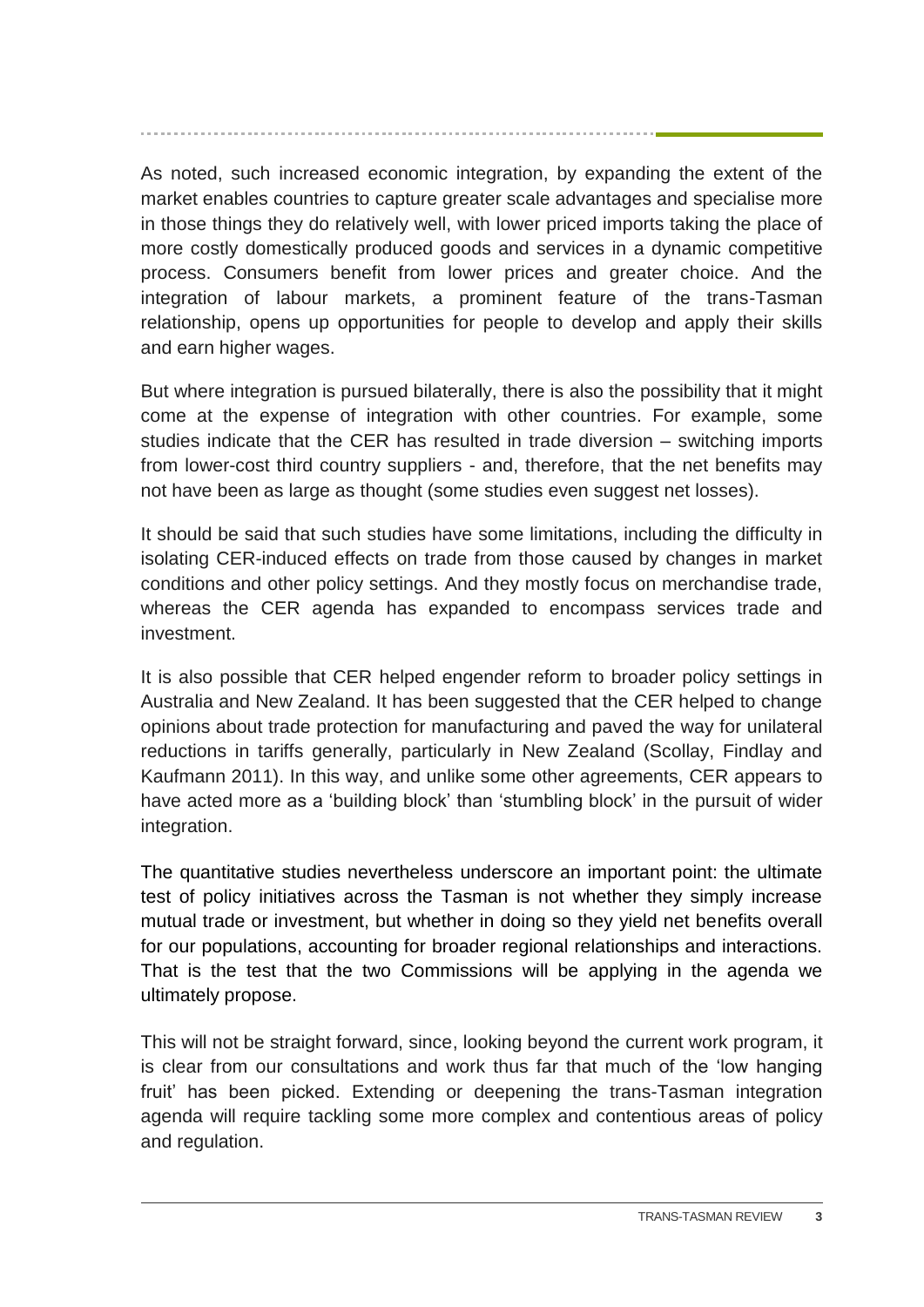As noted, such increased economic integration, by expanding the extent of the market enables countries to capture greater scale advantages and specialise more in those things they do relatively well, with lower priced imports taking the place of more costly domestically produced goods and services in a dynamic competitive process. Consumers benefit from lower prices and greater choice. And the integration of labour markets, a prominent feature of the trans-Tasman relationship, opens up opportunities for people to develop and apply their skills and earn higher wages.

But where integration is pursued bilaterally, there is also the possibility that it might come at the expense of integration with other countries. For example, some studies indicate that the CER has resulted in trade diversion – switching imports from lower-cost third country suppliers - and, therefore, that the net benefits may not have been as large as thought (some studies even suggest net losses).

It should be said that such studies have some limitations, including the difficulty in isolating CER-induced effects on trade from those caused by changes in market conditions and other policy settings. And they mostly focus on merchandise trade, whereas the CER agenda has expanded to encompass services trade and investment.

It is also possible that CER helped engender reform to broader policy settings in Australia and New Zealand. It has been suggested that the CER helped to change opinions about trade protection for manufacturing and paved the way for unilateral reductions in tariffs generally, particularly in New Zealand (Scollay, Findlay and Kaufmann 2011). In this way, and unlike some other agreements, CER appears to have acted more as a 'building block' than 'stumbling block' in the pursuit of wider integration.

The quantitative studies nevertheless underscore an important point: the ultimate test of policy initiatives across the Tasman is not whether they simply increase mutual trade or investment, but whether in doing so they yield net benefits overall for our populations, accounting for broader regional relationships and interactions. That is the test that the two Commissions will be applying in the agenda we ultimately propose.

This will not be straight forward, since, looking beyond the current work program, it is clear from our consultations and work thus far that much of the 'low hanging fruit' has been picked. Extending or deepening the trans-Tasman integration agenda will require tackling some more complex and contentious areas of policy and regulation.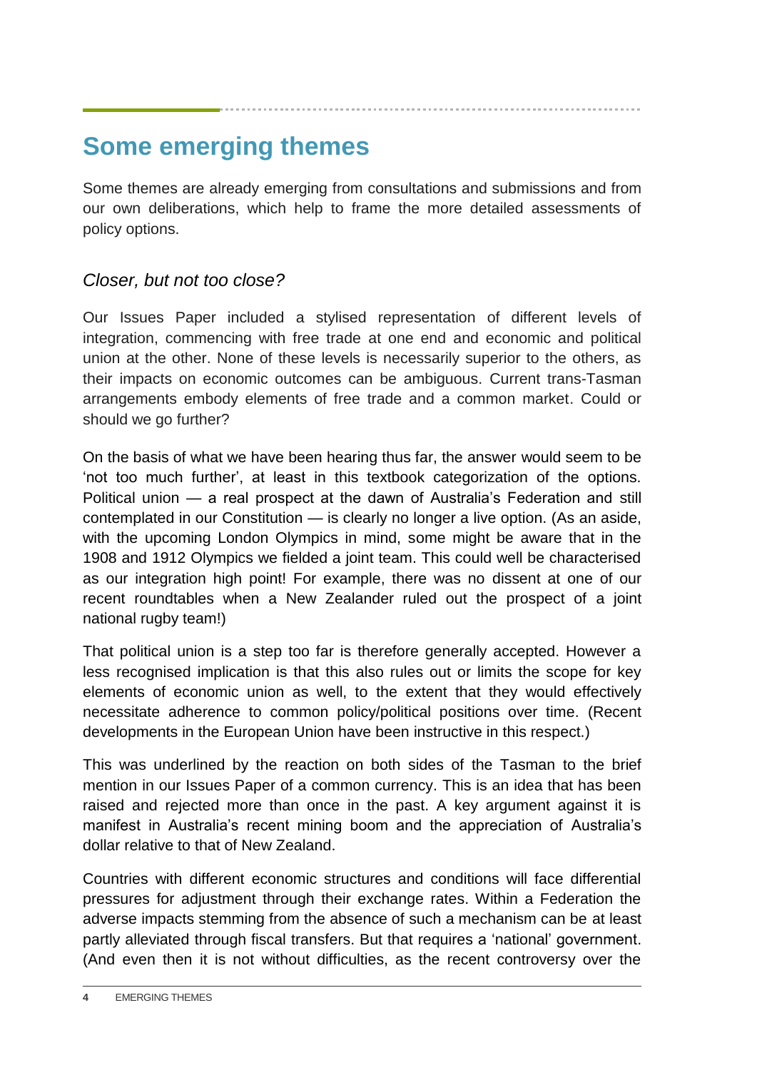# Some emerging themes

Some themes are already emerging from consultations and submissions and from our own deliberations, which help to frame the more detailed assessments of policy options.

## *Closer, but not too close?*

Our Issues Paper included a stylised representation of different levels of integration, commencing with free trade at one end and economic and political union at the other. None of these levels is necessarily superior to the others, as their impacts on economic outcomes can be ambiguous. Current trans-Tasman arrangements embody elements of free trade and a common market. Could or should we go further?

On the basis of what we have been hearing thus far, the answer would seem to be 'not too much further', at least in this textbook categorization of the options. Political union — a real prospect at the dawn of Australia's Federation and still contemplated in our Constitution — is clearly no longer a live option. (As an aside, with the upcoming London Olympics in mind, some might be aware that in the 1908 and 1912 Olympics we fielded a joint team. This could well be characterised as our integration high point! For example, there was no dissent at one of our recent roundtables when a New Zealander ruled out the prospect of a joint national rugby team!)

That political union is a step too far is therefore generally accepted. However a less recognised implication is that this also rules out or limits the scope for key elements of economic union as well, to the extent that they would effectively necessitate adherence to common policy/political positions over time. (Recent developments in the European Union have been instructive in this respect.)

This was underlined by the reaction on both sides of the Tasman to the brief mention in our Issues Paper of a common currency. This is an idea that has been raised and rejected more than once in the past. A key argument against it is manifest in Australia's recent mining boom and the appreciation of Australia's dollar relative to that of New Zealand.

Countries with different economic structures and conditions will face differential pressures for adjustment through their exchange rates. Within a Federation the adverse impacts stemming from the absence of such a mechanism can be at least partly alleviated through fiscal transfers. But that requires a 'national' government. (And even then it is not without difficulties, as the recent controversy over the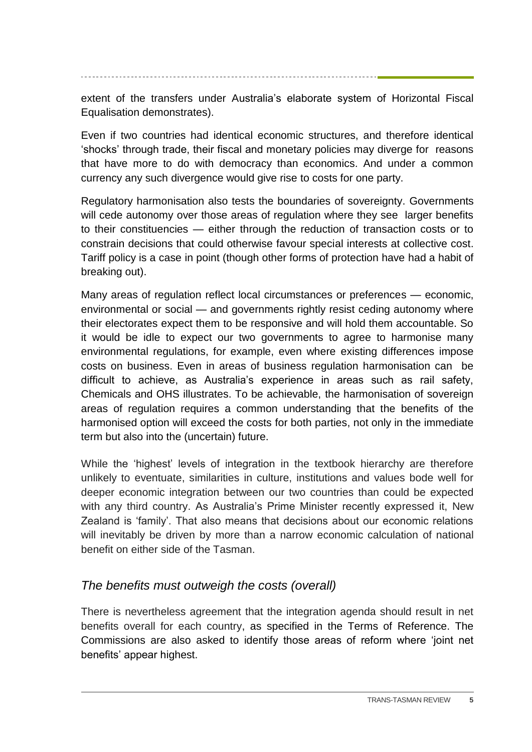extent of the transfers under Australia's elaborate system of Horizontal Fiscal Equalisation demonstrates).

Even if two countries had identical economic structures, and therefore identical 'shocks' through trade, their fiscal and monetary policies may diverge for reasons that have more to do with democracy than economics. And under a common currency any such divergence would give rise to costs for one party.

Regulatory harmonisation also tests the boundaries of sovereignty. Governments will cede autonomy over those areas of regulation where they see larger benefits to their constituencies — either through the reduction of transaction costs or to constrain decisions that could otherwise favour special interests at collective cost. Tariff policy is a case in point (though other forms of protection have had a habit of breaking out).

Many areas of regulation reflect local circumstances or preferences — economic, environmental or social — and governments rightly resist ceding autonomy where their electorates expect them to be responsive and will hold them accountable. So it would be idle to expect our two governments to agree to harmonise many environmental regulations, for example, even where existing differences impose costs on business. Even in areas of business regulation harmonisation can be difficult to achieve, as Australia's experience in areas such as rail safety, Chemicals and OHS illustrates. To be achievable, the harmonisation of sovereign areas of regulation requires a common understanding that the benefits of the harmonised option will exceed the costs for both parties, not only in the immediate term but also into the (uncertain) future.

While the 'highest' levels of integration in the textbook hierarchy are therefore unlikely to eventuate, similarities in culture, institutions and values bode well for deeper economic integration between our two countries than could be expected with any third country. As Australia's Prime Minister recently expressed it, New Zealand is 'family'. That also means that decisions about our economic relations will inevitably be driven by more than a narrow economic calculation of national benefit on either side of the Tasman.

## *The benefits must outweigh the costs (overall)*

There is nevertheless agreement that the integration agenda should result in net benefits overall for each country, as specified in the Terms of Reference. The Commissions are also asked to identify those areas of reform where 'joint net benefits' appear highest.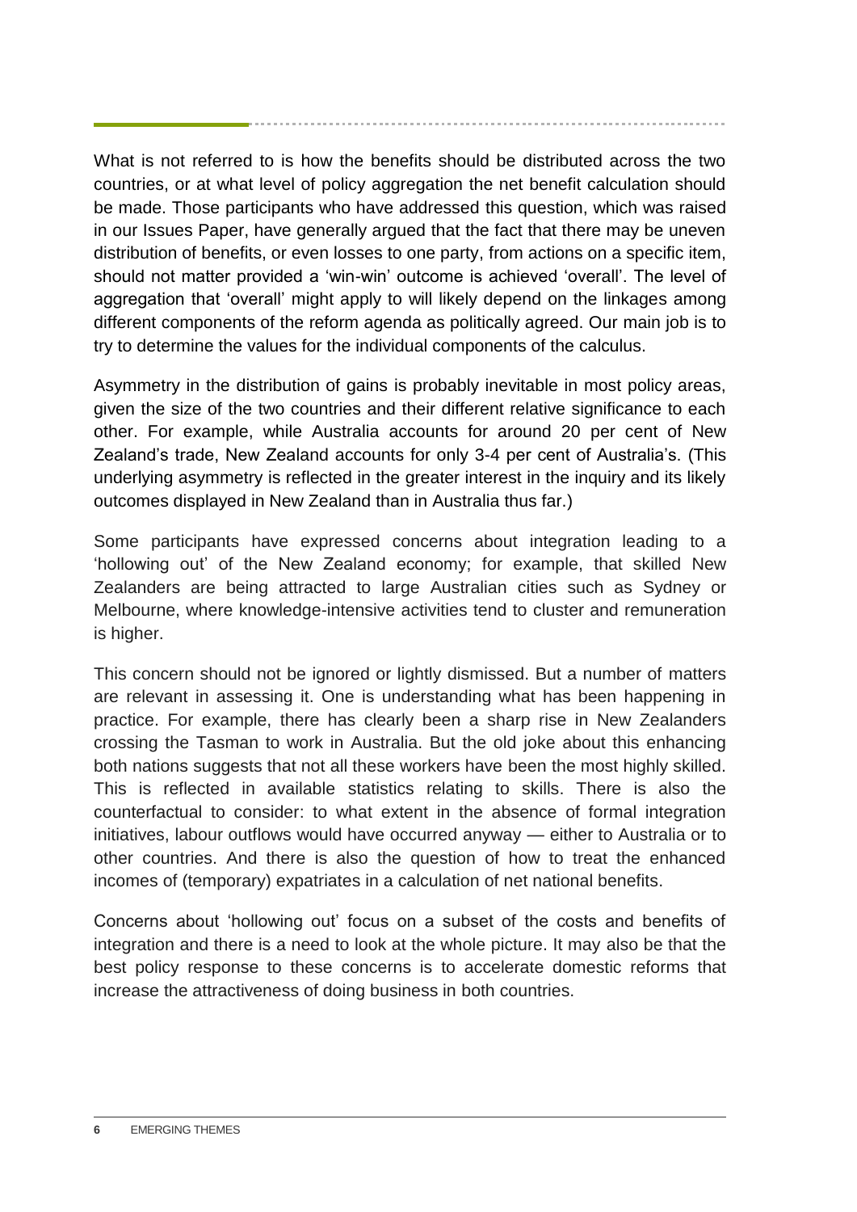What is not referred to is how the benefits should be distributed across the two countries, or at what level of policy aggregation the net benefit calculation should be made. Those participants who have addressed this question, which was raised in our Issues Paper, have generally argued that the fact that there may be uneven distribution of benefits, or even losses to one party, from actions on a specific item, should not matter provided a 'win-win' outcome is achieved 'overall'. The level of aggregation that 'overall' might apply to will likely depend on the linkages among different components of the reform agenda as politically agreed. Our main job is to try to determine the values for the individual components of the calculus.

Asymmetry in the distribution of gains is probably inevitable in most policy areas, given the size of the two countries and their different relative significance to each other. For example, while Australia accounts for around 20 per cent of New Zealand's trade, New Zealand accounts for only 3-4 per cent of Australia's. (This underlying asymmetry is reflected in the greater interest in the inquiry and its likely outcomes displayed in New Zealand than in Australia thus far.)

Some participants have expressed concerns about integration leading to a 'hollowing out' of the New Zealand economy; for example, that skilled New Zealanders are being attracted to large Australian cities such as Sydney or Melbourne, where knowledge-intensive activities tend to cluster and remuneration is higher.

This concern should not be ignored or lightly dismissed. But a number of matters are relevant in assessing it. One is understanding what has been happening in practice. For example, there has clearly been a sharp rise in New Zealanders crossing the Tasman to work in Australia. But the old joke about this enhancing both nations suggests that not all these workers have been the most highly skilled. This is reflected in available statistics relating to skills. There is also the counterfactual to consider: to what extent in the absence of formal integration initiatives, labour outflows would have occurred anyway — either to Australia or to other countries. And there is also the question of how to treat the enhanced incomes of (temporary) expatriates in a calculation of net national benefits.

Concerns about 'hollowing out' focus on a subset of the costs and benefits of integration and there is a need to look at the whole picture. It may also be that the best policy response to these concerns is to accelerate domestic reforms that increase the attractiveness of doing business in both countries.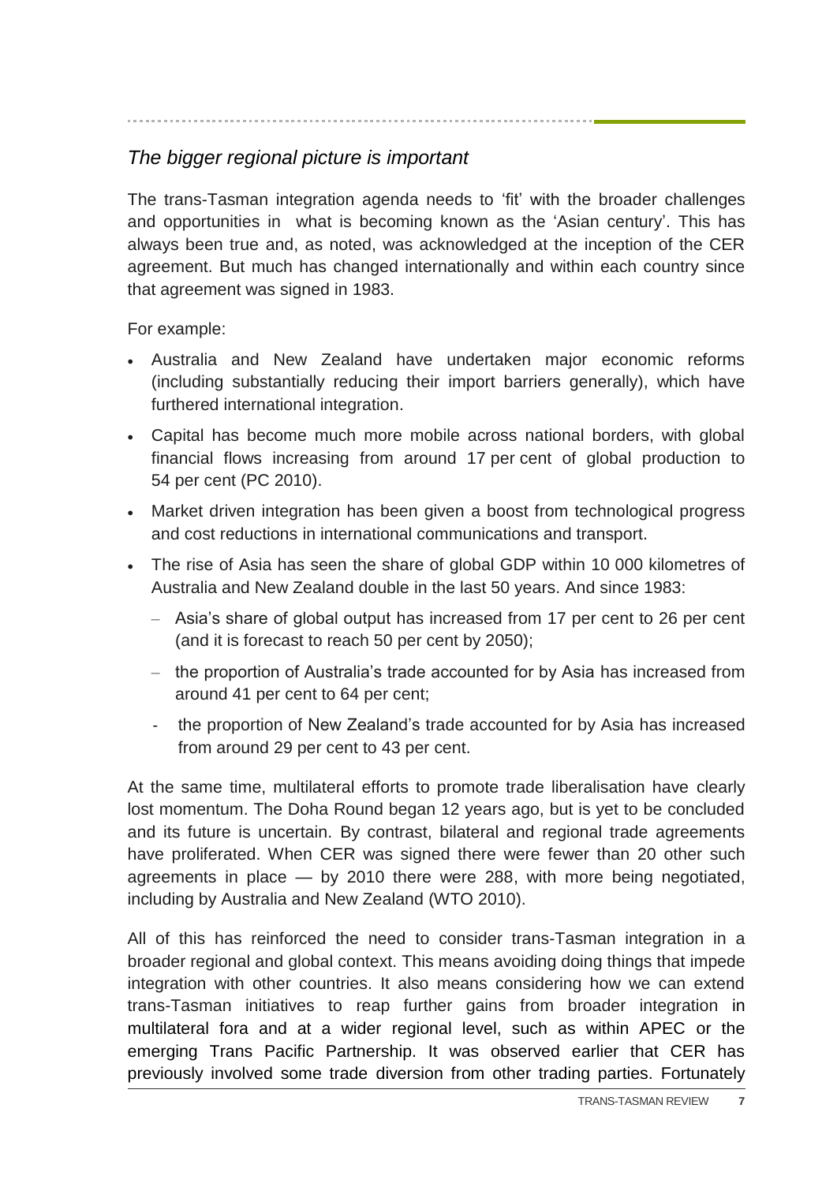## *The bigger regional picture is important*

The trans-Tasman integration agenda needs to 'fit' with the broader challenges and opportunities in what is becoming known as the 'Asian century'. This has always been true and, as noted, was acknowledged at the inception of the CER agreement. But much has changed internationally and within each country since that agreement was signed in 1983.

For example:

- Australia and New Zealand have undertaken major economic reforms (including substantially reducing their import barriers generally), which have furthered international integration.
- Capital has become much more mobile across national borders, with global financial flows increasing from around 17 per cent of global production to 54 per cent (PC 2010).
- Market driven integration has been given a boost from technological progress and cost reductions in international communications and transport.
- The rise of Asia has seen the share of global GDP within 10 000 kilometres of Australia and New Zealand double in the last 50 years. And since 1983:
  - Asia's share of global output has increased from 17 per cent to 26 per cent (and it is forecast to reach 50 per cent by 2050);
  - the proportion of Australia's trade accounted for by Asia has increased from around 41 per cent to 64 per cent;
  - the proportion of New Zealand's trade accounted for by Asia has increased from around 29 per cent to 43 per cent.

At the same time, multilateral efforts to promote trade liberalisation have clearly lost momentum. The Doha Round began 12 years ago, but is yet to be concluded and its future is uncertain. By contrast, bilateral and regional trade agreements have proliferated. When CER was signed there were fewer than 20 other such agreements in place — by 2010 there were 288, with more being negotiated, including by Australia and New Zealand (WTO 2010).

All of this has reinforced the need to consider trans-Tasman integration in a broader regional and global context. This means avoiding doing things that impede integration with other countries. It also means considering how we can extend trans-Tasman initiatives to reap further gains from broader integration in multilateral fora and at a wider regional level, such as within APEC or the emerging Trans Pacific Partnership. It was observed earlier that CER has previously involved some trade diversion from other trading parties. Fortunately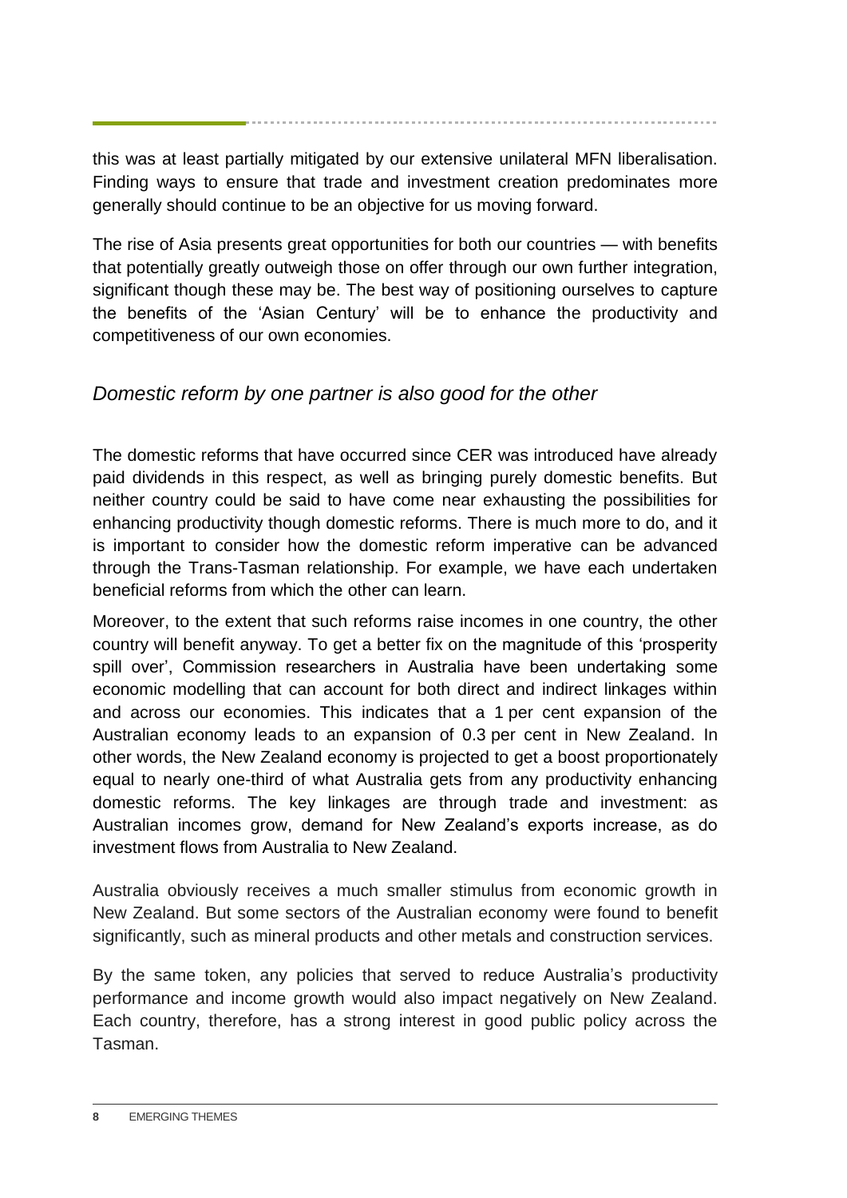this was at least partially mitigated by our extensive unilateral MFN liberalisation. Finding ways to ensure that trade and investment creation predominates more generally should continue to be an objective for us moving forward.

The rise of Asia presents great opportunities for both our countries — with benefits that potentially greatly outweigh those on offer through our own further integration, significant though these may be. The best way of positioning ourselves to capture the benefits of the 'Asian Century' will be to enhance the productivity and competitiveness of our own economies.

### *Domestic reform by one partner is also good for the other*

The domestic reforms that have occurred since CER was introduced have already paid dividends in this respect, as well as bringing purely domestic benefits. But neither country could be said to have come near exhausting the possibilities for enhancing productivity though domestic reforms. There is much more to do, and it is important to consider how the domestic reform imperative can be advanced through the Trans-Tasman relationship. For example, we have each undertaken beneficial reforms from which the other can learn.

Moreover, to the extent that such reforms raise incomes in one country, the other country will benefit anyway. To get a better fix on the magnitude of this 'prosperity spill over', Commission researchers in Australia have been undertaking some economic modelling that can account for both direct and indirect linkages within and across our economies. This indicates that a 1 per cent expansion of the Australian economy leads to an expansion of 0.3 per cent in New Zealand. In other words, the New Zealand economy is projected to get a boost proportionately equal to nearly one-third of what Australia gets from any productivity enhancing domestic reforms. The key linkages are through trade and investment: as Australian incomes grow, demand for New Zealand's exports increase, as do investment flows from Australia to New Zealand.

Australia obviously receives a much smaller stimulus from economic growth in New Zealand. But some sectors of the Australian economy were found to benefit significantly, such as mineral products and other metals and construction services.

By the same token, any policies that served to reduce Australia's productivity performance and income growth would also impact negatively on New Zealand. Each country, therefore, has a strong interest in good public policy across the Tasman.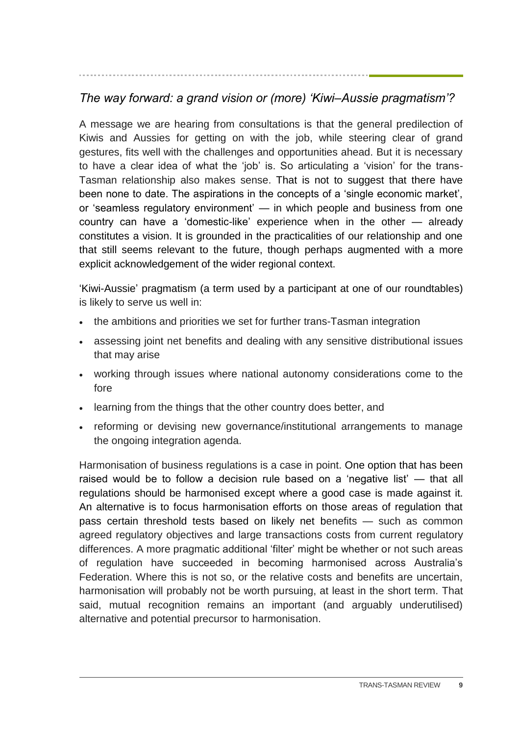## *The way forward: a grand vision or (more) 'Kiwi–Aussie pragmatism'?*

A message we are hearing from consultations is that the general predilection of Kiwis and Aussies for getting on with the job, while steering clear of grand gestures, fits well with the challenges and opportunities ahead. But it is necessary to have a clear idea of what the 'job' is. So articulating a 'vision' for the trans-Tasman relationship also makes sense. That is not to suggest that there have been none to date. The aspirations in the concepts of a 'single economic market', or 'seamless regulatory environment' — in which people and business from one country can have a 'domestic-like' experience when in the other — already constitutes a vision. It is grounded in the practicalities of our relationship and one that still seems relevant to the future, though perhaps augmented with a more explicit acknowledgement of the wider regional context.

'Kiwi-Aussie' pragmatism (a term used by a participant at one of our roundtables) is likely to serve us well in:

- the ambitions and priorities we set for further trans-Tasman integration
- assessing joint net benefits and dealing with any sensitive distributional issues that may arise
- working through issues where national autonomy considerations come to the fore
- learning from the things that the other country does better, and
- reforming or devising new governance/institutional arrangements to manage the ongoing integration agenda.

Harmonisation of business regulations is a case in point. One option that has been raised would be to follow a decision rule based on a 'negative list' — that all regulations should be harmonised except where a good case is made against it. An alternative is to focus harmonisation efforts on those areas of regulation that pass certain threshold tests based on likely net benefits — such as common agreed regulatory objectives and large transactions costs from current regulatory differences. A more pragmatic additional 'filter' might be whether or not such areas of regulation have succeeded in becoming harmonised across Australia's Federation. Where this is not so, or the relative costs and benefits are uncertain, harmonisation will probably not be worth pursuing, at least in the short term. That said, mutual recognition remains an important (and arguably underutilised) alternative and potential precursor to harmonisation.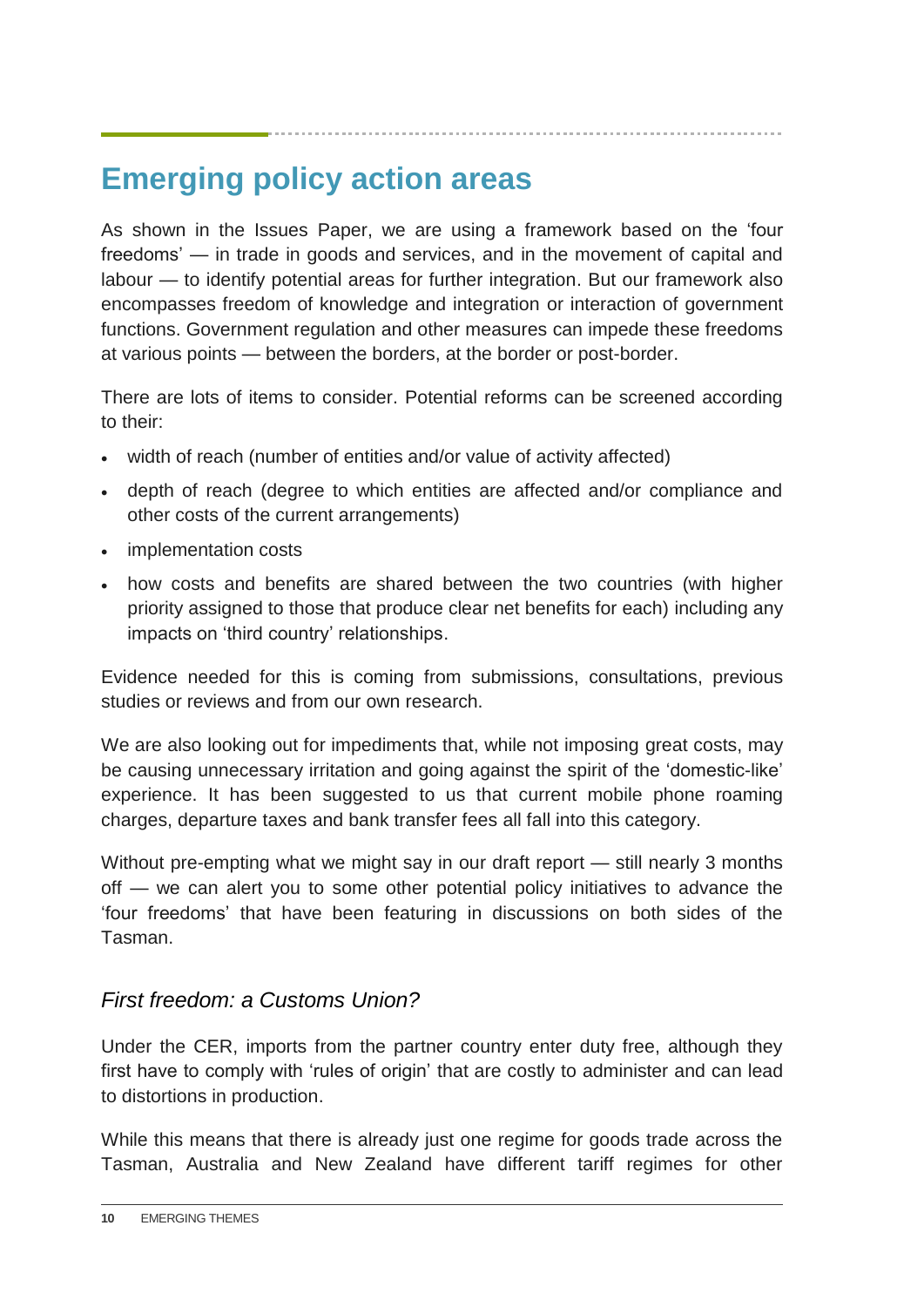## Emerging policy action areas

As shown in the Issues Paper, we are using a framework based on the 'four freedoms' — in trade in goods and services, and in the movement of capital and labour — to identify potential areas for further integration. But our framework also encompasses freedom of knowledge and integration or interaction of government functions. Government regulation and other measures can impede these freedoms at various points — between the borders, at the border or post-border.

There are lots of items to consider. Potential reforms can be screened according to their:

- width of reach (number of entities and/or value of activity affected)
- depth of reach (degree to which entities are affected and/or compliance and other costs of the current arrangements)
- implementation costs
- how costs and benefits are shared between the two countries (with higher priority assigned to those that produce clear net benefits for each) including any impacts on 'third country' relationships.

Evidence needed for this is coming from submissions, consultations, previous studies or reviews and from our own research.

We are also looking out for impediments that, while not imposing great costs, may be causing unnecessary irritation and going against the spirit of the 'domestic-like' experience. It has been suggested to us that current mobile phone roaming charges, departure taxes and bank transfer fees all fall into this category.

Without pre-empting what we might say in our draft report — still nearly 3 months off — we can alert you to some other potential policy initiatives to advance the 'four freedoms' that have been featuring in discussions on both sides of the Tasman.

### *First freedom: a Customs Union?*

Under the CER, imports from the partner country enter duty free, although they first have to comply with 'rules of origin' that are costly to administer and can lead to distortions in production.

While this means that there is already just one regime for goods trade across the Tasman, Australia and New Zealand have different tariff regimes for other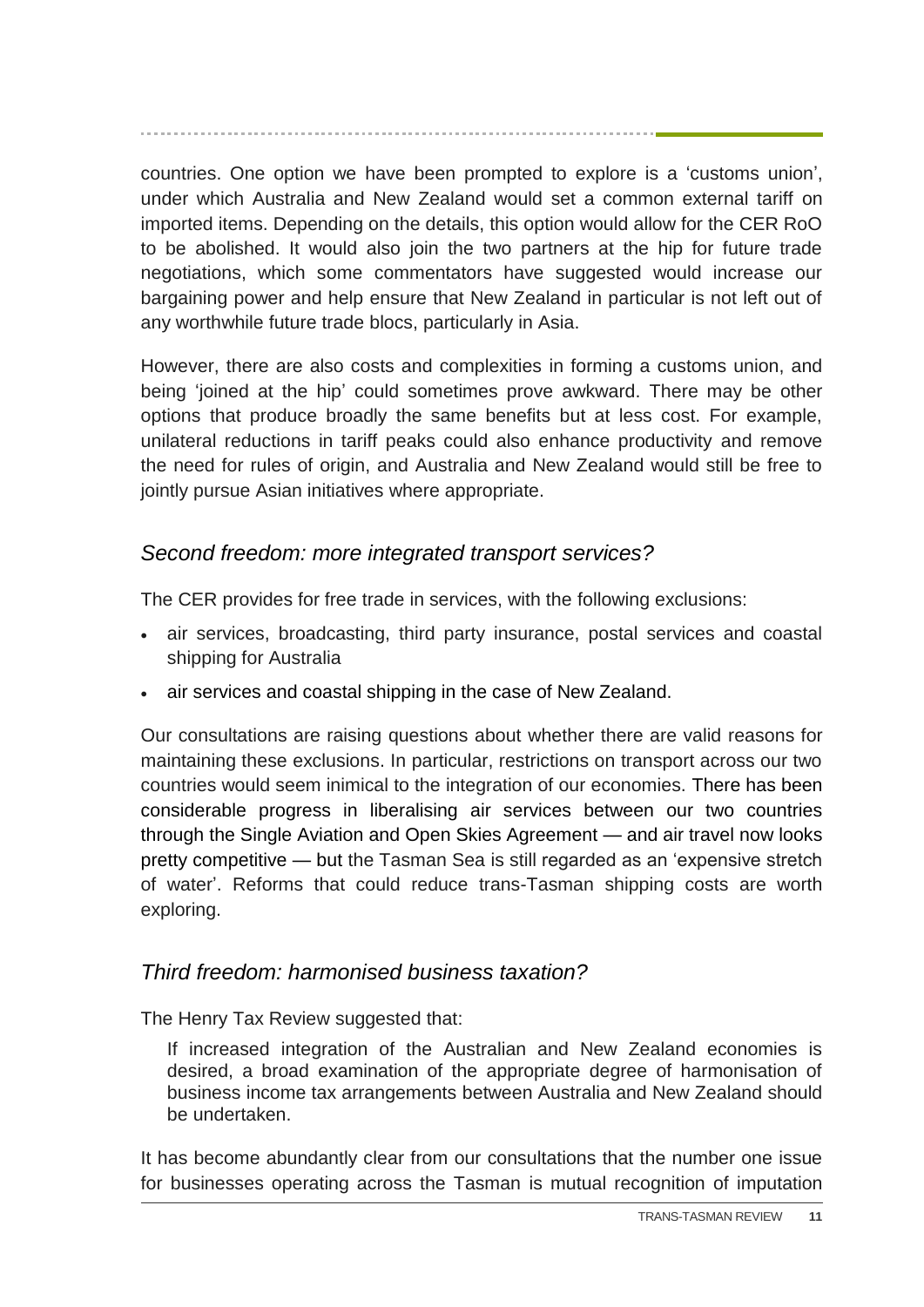countries. One option we have been prompted to explore is a 'customs union', under which Australia and New Zealand would set a common external tariff on imported items. Depending on the details, this option would allow for the CER RoO to be abolished. It would also join the two partners at the hip for future trade negotiations, which some commentators have suggested would increase our bargaining power and help ensure that New Zealand in particular is not left out of any worthwhile future trade blocs, particularly in Asia.

However, there are also costs and complexities in forming a customs union, and being 'joined at the hip' could sometimes prove awkward. There may be other options that produce broadly the same benefits but at less cost. For example, unilateral reductions in tariff peaks could also enhance productivity and remove the need for rules of origin, and Australia and New Zealand would still be free to jointly pursue Asian initiatives where appropriate.

## *Second freedom: more integrated transport services?*

The CER provides for free trade in services, with the following exclusions:

- air services, broadcasting, third party insurance, postal services and coastal shipping for Australia
- air services and coastal shipping in the case of New Zealand.

Our consultations are raising questions about whether there are valid reasons for maintaining these exclusions. In particular, restrictions on transport across our two countries would seem inimical to the integration of our economies. There has been considerable progress in liberalising air services between our two countries through the Single Aviation and Open Skies Agreement — and air travel now looks pretty competitive — but the Tasman Sea is still regarded as an 'expensive stretch of water'. Reforms that could reduce trans-Tasman shipping costs are worth exploring.

## *Third freedom: harmonised business taxation?*

The Henry Tax Review suggested that:

> If increased integration of the Australian and New Zealand economies is desired, a broad examination of the appropriate degree of harmonisation of business income tax arrangements between Australia and New Zealand should be undertaken.

It has become abundantly clear from our consultations that the number one issue for businesses operating across the Tasman is mutual recognition of imputation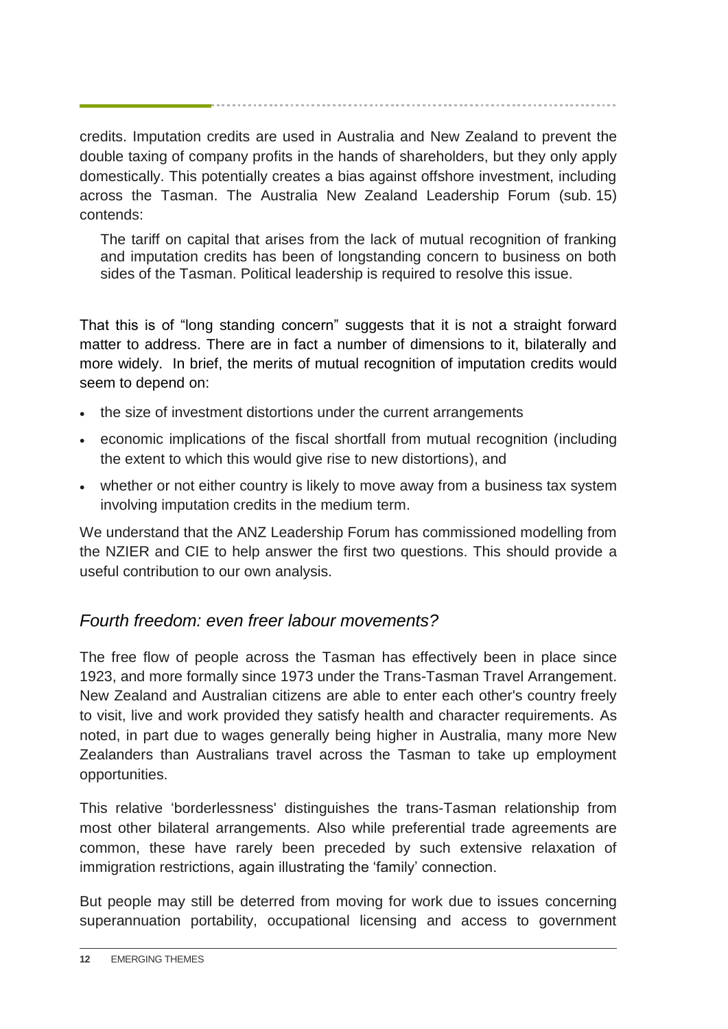credits. Imputation credits are used in Australia and New Zealand to prevent the double taxing of company profits in the hands of shareholders, but they only apply domestically. This potentially creates a bias against offshore investment, including across the Tasman. The Australia New Zealand Leadership Forum (sub. 15) contends:

> The tariff on capital that arises from the lack of mutual recognition of franking and imputation credits has been of longstanding concern to business on both sides of the Tasman. Political leadership is required to resolve this issue.

That this is of "long standing concern" suggests that it is not a straight forward matter to address. There are in fact a number of dimensions to it, bilaterally and more widely. In brief, the merits of mutual recognition of imputation credits would seem to depend on:

- the size of investment distortions under the current arrangements
- economic implications of the fiscal shortfall from mutual recognition (including the extent to which this would give rise to new distortions), and
- whether or not either country is likely to move away from a business tax system involving imputation credits in the medium term.

We understand that the ANZ Leadership Forum has commissioned modelling from the NZIER and CIE to help answer the first two questions. This should provide a useful contribution to our own analysis.

## *Fourth freedom: even freer labour movements?*

The free flow of people across the Tasman has effectively been in place since 1923, and more formally since 1973 under the Trans-Tasman Travel Arrangement. New Zealand and Australian citizens are able to enter each other's country freely to visit, live and work provided they satisfy health and character requirements. As noted, in part due to wages generally being higher in Australia, many more New Zealanders than Australians travel across the Tasman to take up employment opportunities.

This relative 'borderlessness' distinguishes the trans-Tasman relationship from most other bilateral arrangements. Also while preferential trade agreements are common, these have rarely been preceded by such extensive relaxation of immigration restrictions, again illustrating the 'family' connection.

But people may still be deterred from moving for work due to issues concerning superannuation portability, occupational licensing and access to government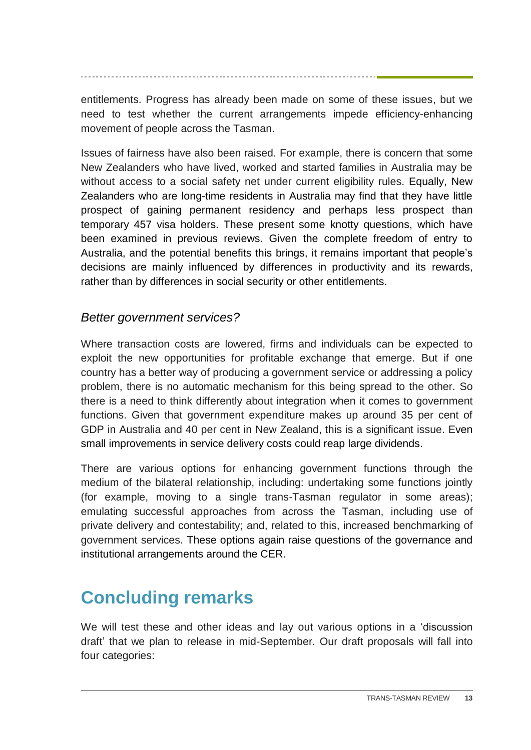entitlements. Progress has already been made on some of these issues, but we need to test whether the current arrangements impede efficiency-enhancing movement of people across the Tasman.

Issues of fairness have also been raised. For example, there is concern that some New Zealanders who have lived, worked and started families in Australia may be without access to a social safety net under current eligibility rules. Equally, New Zealanders who are long-time residents in Australia may find that they have little prospect of gaining permanent residency and perhaps less prospect than temporary 457 visa holders. These present some knotty questions, which have been examined in previous reviews. Given the complete freedom of entry to Australia, and the potential benefits this brings, it remains important that people's decisions are mainly influenced by differences in productivity and its rewards, rather than by differences in social security or other entitlements.

### *Better government services?*

Where transaction costs are lowered, firms and individuals can be expected to exploit the new opportunities for profitable exchange that emerge. But if one country has a better way of producing a government service or addressing a policy problem, there is no automatic mechanism for this being spread to the other. So there is a need to think differently about integration when it comes to government functions. Given that government expenditure makes up around 35 per cent of GDP in Australia and 40 per cent in New Zealand, this is a significant issue. Even small improvements in service delivery costs could reap large dividends.

There are various options for enhancing government functions through the medium of the bilateral relationship, including: undertaking some functions jointly (for example, moving to a single trans-Tasman regulator in some areas); emulating successful approaches from across the Tasman, including use of private delivery and contestability; and, related to this, increased benchmarking of government services. These options again raise questions of the governance and institutional arrangements around the CER.

## Concluding remarks

We will test these and other ideas and lay out various options in a 'discussion draft' that we plan to release in mid-September. Our draft proposals will fall into four categories: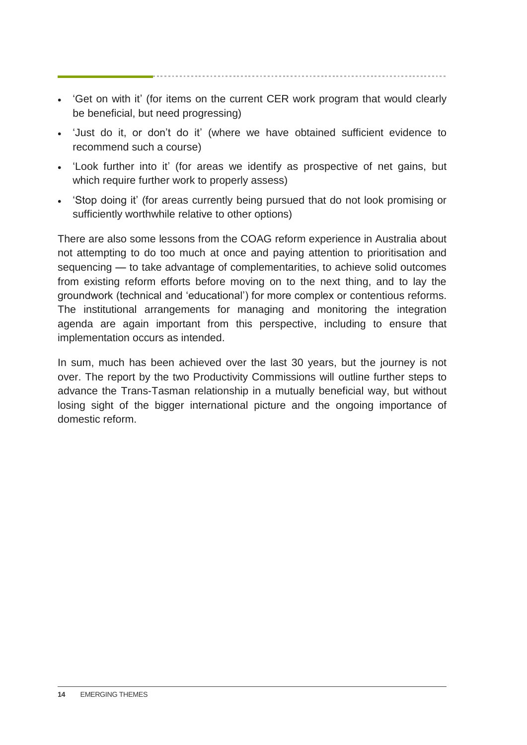- 'Get on with it' (for items on the current CER work program that would clearly be beneficial, but need progressing)
- 'Just do it, or don't do it' (where we have obtained sufficient evidence to recommend such a course)
- 'Look further into it' (for areas we identify as prospective of net gains, but which require further work to properly assess)
- 'Stop doing it' (for areas currently being pursued that do not look promising or sufficiently worthwhile relative to other options)

There are also some lessons from the COAG reform experience in Australia about not attempting to do too much at once and paying attention to prioritisation and sequencing — to take advantage of complementarities, to achieve solid outcomes from existing reform efforts before moving on to the next thing, and to lay the groundwork (technical and 'educational') for more complex or contentious reforms. The institutional arrangements for managing and monitoring the integration agenda are again important from this perspective, including to ensure that implementation occurs as intended.

In sum, much has been achieved over the last 30 years, but the journey is not over. The report by the two Productivity Commissions will outline further steps to advance the Trans-Tasman relationship in a mutually beneficial way, but without losing sight of the bigger international picture and the ongoing importance of domestic reform.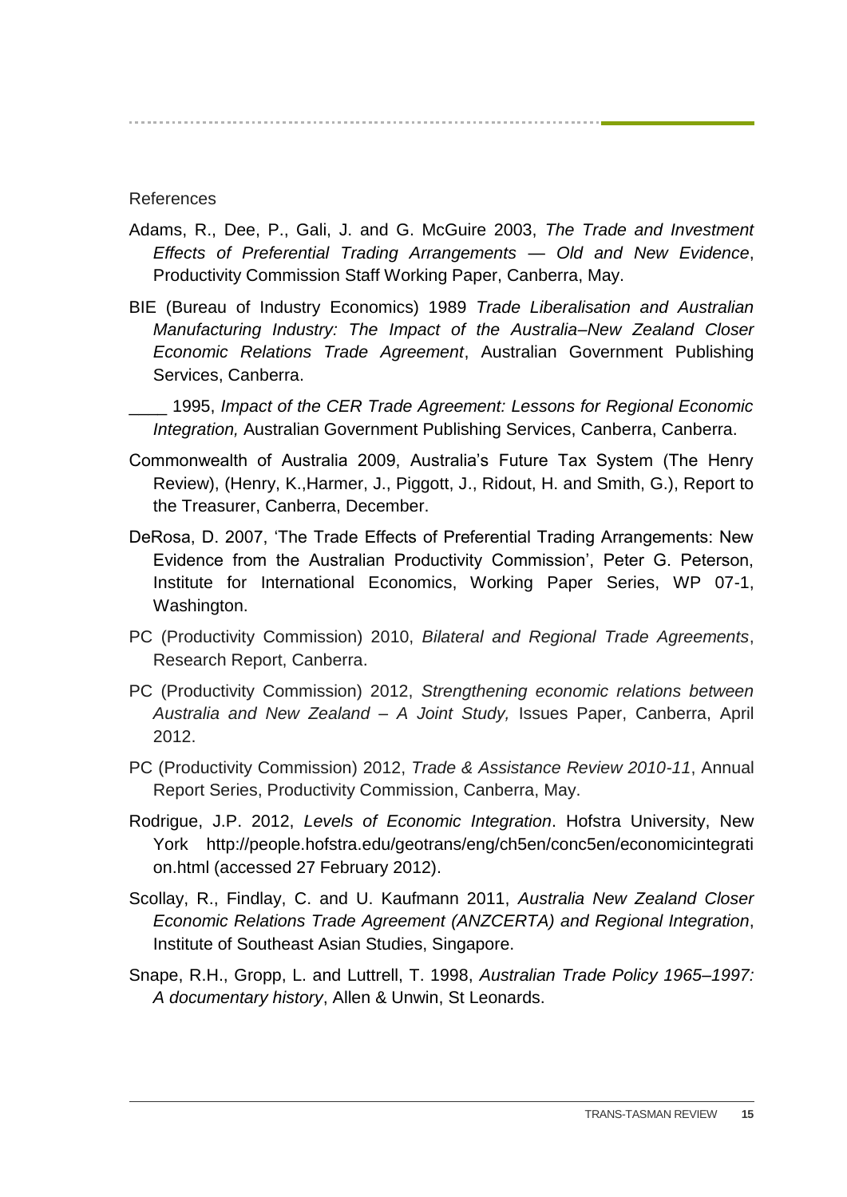## References

Adams, R., Dee, P., Gali, J. and G. McGuire 2003, *The Trade and Investment Effects of Preferential Trading Arrangements — Old and New Evidence*, Productivity Commission Staff Working Paper, Canberra, May.

BIE (Bureau of Industry Economics) 1989 *Trade Liberalisation and Australian Manufacturing Industry: The Impact of the Australia–New Zealand Closer Economic Relations Trade Agreement*, Australian Government Publishing Services, Canberra.

____ 1995, *Impact of the CER Trade Agreement: Lessons for Regional Economic Integration,* Australian Government Publishing Services, Canberra, Canberra.

Commonwealth of Australia 2009, Australia's Future Tax System (The Henry Review), (Henry, K.,Harmer, J., Piggott, J., Ridout, H. and Smith, G.), Report to the Treasurer, Canberra, December.

DeRosa, D. 2007, 'The Trade Effects of Preferential Trading Arrangements: New Evidence from the Australian Productivity Commission', Peter G. Peterson, Institute for International Economics, Working Paper Series, WP 07-1, Washington.

PC (Productivity Commission) 2010, *Bilateral and Regional Trade Agreements*, Research Report, Canberra.

PC (Productivity Commission) 2012, *Strengthening economic relations between Australia and New Zealand – A Joint Study,* Issues Paper, Canberra, April 2012.

PC (Productivity Commission) 2012, *Trade & Assistance Review 2010-11*, Annual Report Series, Productivity Commission, Canberra, May.

Rodrigue, J.P. 2012, *Levels of Economic Integration*. Hofstra University, New York http://people.hofstra.edu/geotrans/eng/ch5en/conc5en/economicintegration.html (accessed 27 February 2012).

Scollay, R., Findlay, C. and U. Kaufmann 2011, *Australia New Zealand Closer Economic Relations Trade Agreement (ANZCERTA) and Regional Integration*, Institute of Southeast Asian Studies, Singapore.

Snape, R.H., Gropp, L. and Luttrell, T. 1998, *Australian Trade Policy 1965–1997: A documentary history*, Allen & Unwin, St Leonards.